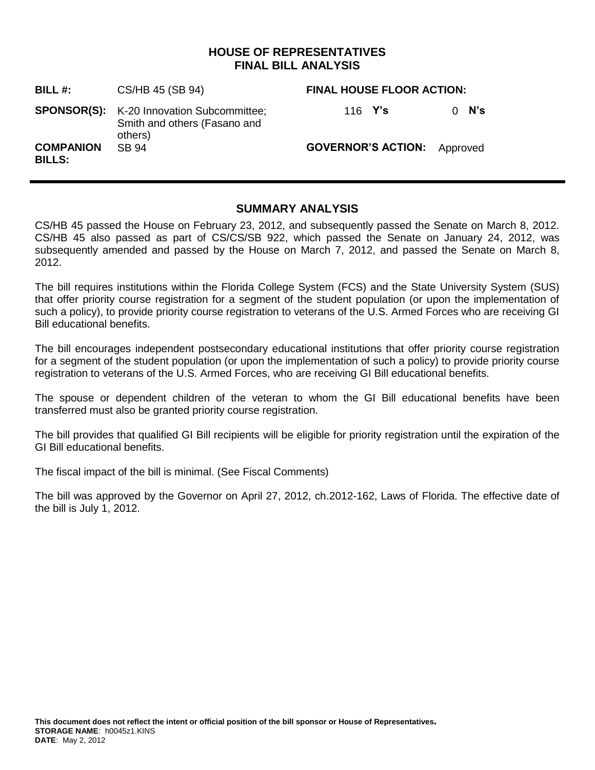# HOUSE OF REPRESENTATIVES
# FINAL BILL ANALYSIS

| | | | |
|---|---|---|---|
| **BILL #:** | CS/HB 45 (SB 94) | **FINAL HOUSE FLOOR ACTION:** | |
| **SPONSOR(S):** | K-20 Innovation Subcommittee; Smith and others (Fasano and others) | 116 **Y's** | 0 **N's** |
| **COMPANION BILLS:** | SB 94 | **GOVERNOR'S ACTION:** | Approved |

## SUMMARY ANALYSIS

CS/HB 45 passed the House on February 23, 2012, and subsequently passed the Senate on March 8, 2012. CS/HB 45 also passed as part of CS/CS/SB 922, which passed the Senate on January 24, 2012, was subsequently amended and passed by the House on March 7, 2012, and passed the Senate on March 8, 2012.

The bill requires institutions within the Florida College System (FCS) and the State University System (SUS) that offer priority course registration for a segment of the student population (or upon the implementation of such a policy), to provide priority course registration to veterans of the U.S. Armed Forces who are receiving GI Bill educational benefits.

The bill encourages independent postsecondary educational institutions that offer priority course registration for a segment of the student population (or upon the implementation of such a policy) to provide priority course registration to veterans of the U.S. Armed Forces, who are receiving GI Bill educational benefits.

The spouse or dependent children of the veteran to whom the GI Bill educational benefits have been transferred must also be granted priority course registration.

The bill provides that qualified GI Bill recipients will be eligible for priority registration until the expiration of the GI Bill educational benefits.

The fiscal impact of the bill is minimal. (See Fiscal Comments)

The bill was approved by the Governor on April 27, 2012, ch.2012-162, Laws of Florida. The effective date of the bill is July 1, 2012.

**This document does not reflect the intent or official position of the bill sponsor or House of Representatives.**
**STORAGE NAME**: h0045z1.KINS
**DATE**: May 2, 2012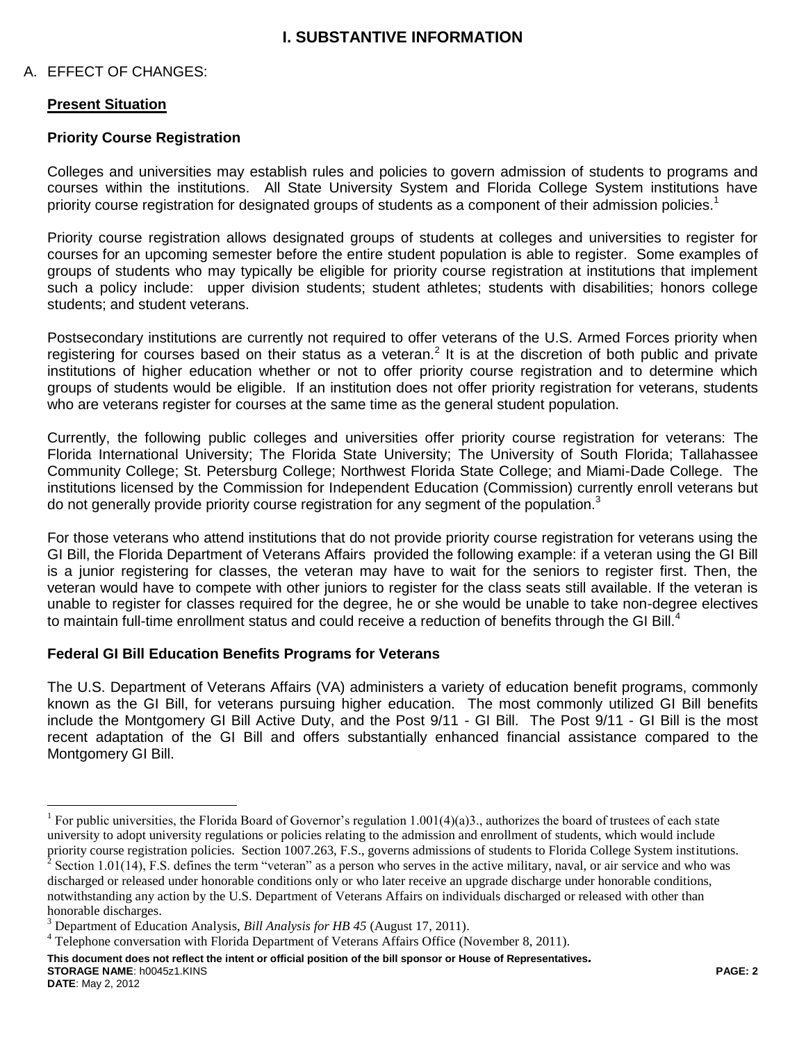# I. SUBSTANTIVE INFORMATION

A. EFFECT OF CHANGES:

**Present Situation**

**Priority Course Registration**

Colleges and universities may establish rules and policies to govern admission of students to programs and courses within the institutions. All State University System and Florida College System institutions have priority course registration for designated groups of students as a component of their admission policies.[1]

Priority course registration allows designated groups of students at colleges and universities to register for courses for an upcoming semester before the entire student population is able to register. Some examples of groups of students who may typically be eligible for priority course registration at institutions that implement such a policy include: upper division students; student athletes; students with disabilities; honors college students; and student veterans.

Postsecondary institutions are currently not required to offer veterans of the U.S. Armed Forces priority when registering for courses based on their status as a veteran.[2] It is at the discretion of both public and private institutions of higher education whether or not to offer priority course registration and to determine which groups of students would be eligible. If an institution does not offer priority registration for veterans, students who are veterans register for courses at the same time as the general student population.

Currently, the following public colleges and universities offer priority course registration for veterans: The Florida International University; The Florida State University; The University of South Florida; Tallahassee Community College; St. Petersburg College; Northwest Florida State College; and Miami-Dade College. The institutions licensed by the Commission for Independent Education (Commission) currently enroll veterans but do not generally provide priority course registration for any segment of the population.[3]

For those veterans who attend institutions that do not provide priority course registration for veterans using the GI Bill, the Florida Department of Veterans Affairs provided the following example: if a veteran using the GI Bill is a junior registering for classes, the veteran may have to wait for the seniors to register first. Then, the veteran would have to compete with other juniors to register for the class seats still available. If the veteran is unable to register for classes required for the degree, he or she would be unable to take non-degree electives to maintain full-time enrollment status and could receive a reduction of benefits through the GI Bill.[4]

**Federal GI Bill Education Benefits Programs for Veterans**

The U.S. Department of Veterans Affairs (VA) administers a variety of education benefit programs, commonly known as the GI Bill, for veterans pursuing higher education. The most commonly utilized GI Bill benefits include the Montgomery GI Bill Active Duty, and the Post 9/11 - GI Bill. The Post 9/11 - GI Bill is the most recent adaptation of the GI Bill and offers substantially enhanced financial assistance compared to the Montgomery GI Bill.

---

[1] For public universities, the Florida Board of Governor's regulation 1.001(4)(a)3., authorizes the board of trustees of each state university to adopt university regulations or policies relating to the admission and enrollment of students, which would include priority course registration policies. Section 1007.263, F.S., governs admissions of students to Florida College System institutions.

[2] Section 1.01(14), F.S. defines the term "veteran" as a person who serves in the active military, naval, or air service and who was discharged or released under honorable conditions only or who later receive an upgrade discharge under honorable conditions, notwithstanding any action by the U.S. Department of Veterans Affairs on individuals discharged or released with other than honorable discharges.

[3] Department of Education Analysis, *Bill Analysis for HB 45* (August 17, 2011).

[4] Telephone conversation with Florida Department of Veterans Affairs Office (November 8, 2011).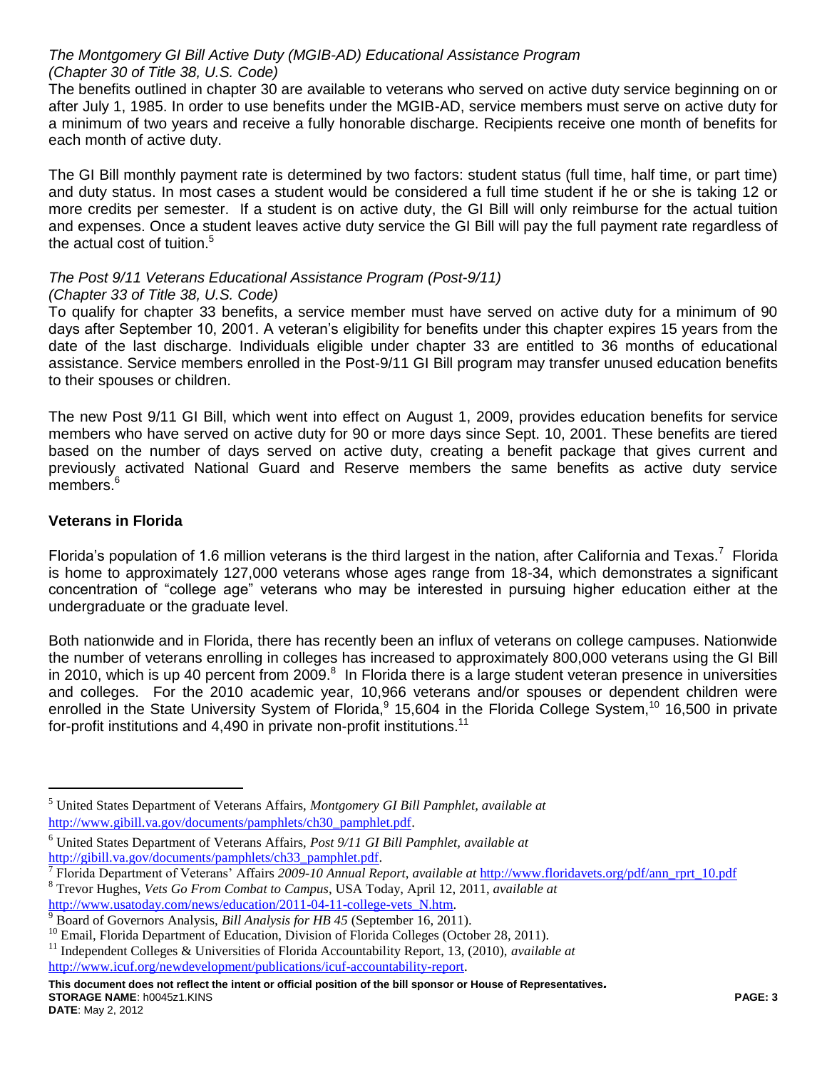*The Montgomery GI Bill Active Duty (MGIB-AD) Educational Assistance Program (Chapter 30 of Title 38, U.S. Code)*

The benefits outlined in chapter 30 are available to veterans who served on active duty service beginning on or after July 1, 1985. In order to use benefits under the MGIB-AD, service members must serve on active duty for a minimum of two years and receive a fully honorable discharge. Recipients receive one month of benefits for each month of active duty.

The GI Bill monthly payment rate is determined by two factors: student status (full time, half time, or part time) and duty status. In most cases a student would be considered a full time student if he or she is taking 12 or more credits per semester. If a student is on active duty, the GI Bill will only reimburse for the actual tuition and expenses. Once a student leaves active duty service the GI Bill will pay the full payment rate regardless of the actual cost of tuition.[5]

*The Post 9/11 Veterans Educational Assistance Program (Post-9/11) (Chapter 33 of Title 38, U.S. Code)*

To qualify for chapter 33 benefits, a service member must have served on active duty for a minimum of 90 days after September 10, 2001. A veteran's eligibility for benefits under this chapter expires 15 years from the date of the last discharge. Individuals eligible under chapter 33 are entitled to 36 months of educational assistance. Service members enrolled in the Post-9/11 GI Bill program may transfer unused education benefits to their spouses or children.

The new Post 9/11 GI Bill, which went into effect on August 1, 2009, provides education benefits for service members who have served on active duty for 90 or more days since Sept. 10, 2001. These benefits are tiered based on the number of days served on active duty, creating a benefit package that gives current and previously activated National Guard and Reserve members the same benefits as active duty service members.[6]

**Veterans in Florida**

Florida's population of 1.6 million veterans is the third largest in the nation, after California and Texas.[7] Florida is home to approximately 127,000 veterans whose ages range from 18-34, which demonstrates a significant concentration of "college age" veterans who may be interested in pursuing higher education either at the undergraduate or the graduate level.

Both nationwide and in Florida, there has recently been an influx of veterans on college campuses. Nationwide the number of veterans enrolling in colleges has increased to approximately 800,000 veterans using the GI Bill in 2010, which is up 40 percent from 2009.[8] In Florida there is a large student veteran presence in universities and colleges. For the 2010 academic year, 10,966 veterans and/or spouses or dependent children were enrolled in the State University System of Florida,[9] 15,604 in the Florida College System,[10] 16,500 in private for-profit institutions and 4,490 in private non-profit institutions.[11]

---

[5] United States Department of Veterans Affairs, *Montgomery GI Bill Pamphlet*, *available at* http://www.gibill.va.gov/documents/pamphlets/ch30_pamphlet.pdf.

[6] United States Department of Veterans Affairs, *Post 9/11 GI Bill Pamphlet*, *available at* http://gibill.va.gov/documents/pamphlets/ch33_pamphlet.pdf.

[7] Florida Department of Veterans' Affairs *2009-10 Annual Report*, *available at* http://www.floridavets.org/pdf/ann_rprt_10.pdf

[8] Trevor Hughes, *Vets Go From Combat to Campus*, USA Today, April 12, 2011, *available at* http://www.usatoday.com/news/education/2011-04-11-college-vets_N.htm.

[9] Board of Governors Analysis, *Bill Analysis for HB 45* (September 16, 2011).

[10] Email, Florida Department of Education, Division of Florida Colleges (October 28, 2011).

[11] Independent Colleges & Universities of Florida Accountability Report, 13, (2010), *available at* http://www.icuf.org/newdevelopment/publications/icuf-accountability-report.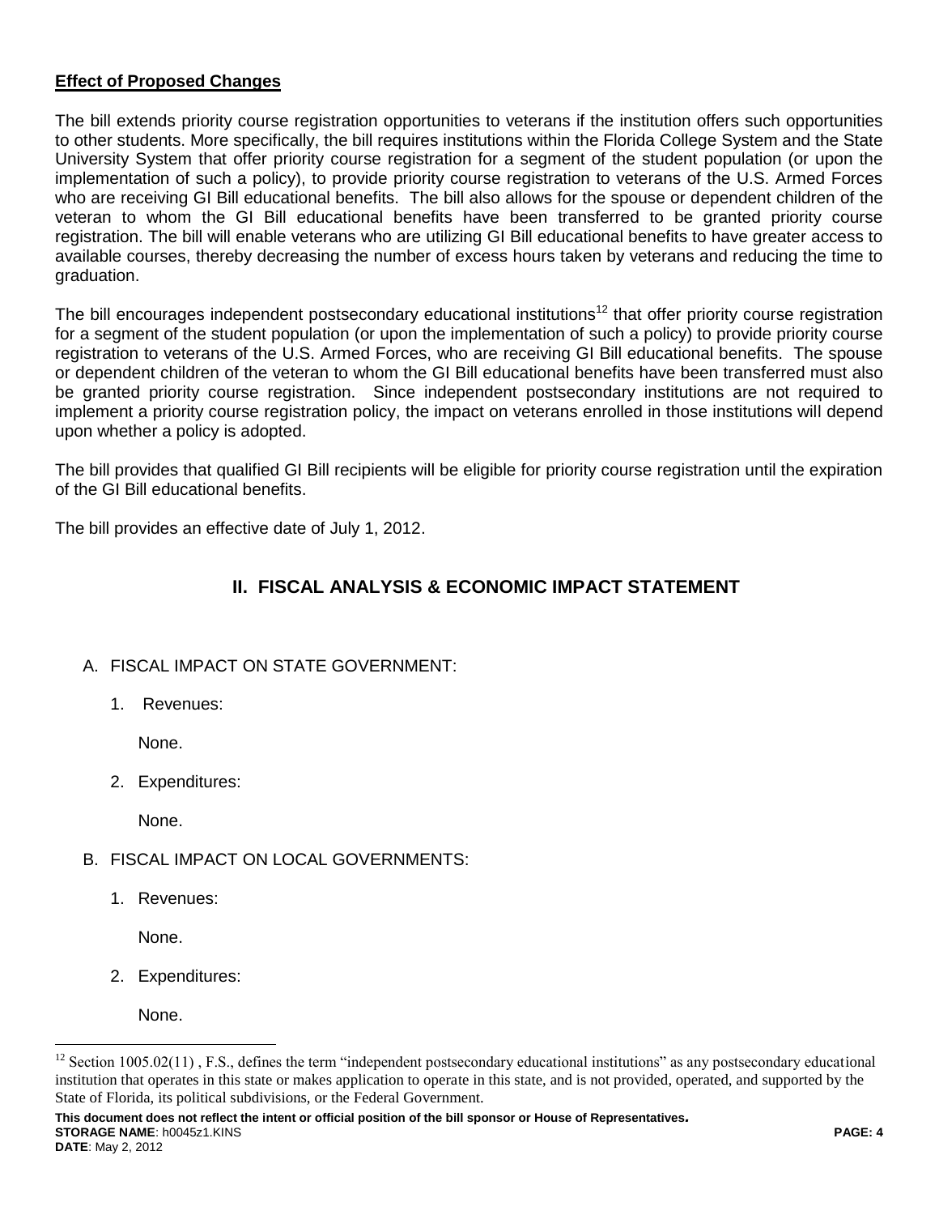**Effect of Proposed Changes**

The bill extends priority course registration opportunities to veterans if the institution offers such opportunities to other students. More specifically, the bill requires institutions within the Florida College System and the State University System that offer priority course registration for a segment of the student population (or upon the implementation of such a policy), to provide priority course registration to veterans of the U.S. Armed Forces who are receiving GI Bill educational benefits. The bill also allows for the spouse or dependent children of the veteran to whom the GI Bill educational benefits have been transferred to be granted priority course registration. The bill will enable veterans who are utilizing GI Bill educational benefits to have greater access to available courses, thereby decreasing the number of excess hours taken by veterans and reducing the time to graduation.

The bill encourages independent postsecondary educational institutions[12] that offer priority course registration for a segment of the student population (or upon the implementation of such a policy) to provide priority course registration to veterans of the U.S. Armed Forces, who are receiving GI Bill educational benefits. The spouse or dependent children of the veteran to whom the GI Bill educational benefits have been transferred must also be granted priority course registration. Since independent postsecondary institutions are not required to implement a priority course registration policy, the impact on veterans enrolled in those institutions will depend upon whether a policy is adopted.

The bill provides that qualified GI Bill recipients will be eligible for priority course registration until the expiration of the GI Bill educational benefits.

The bill provides an effective date of July 1, 2012.

## II. FISCAL ANALYSIS & ECONOMIC IMPACT STATEMENT

A. FISCAL IMPACT ON STATE GOVERNMENT:

1. Revenues:

   None.

2. Expenditures:

   None.

B. FISCAL IMPACT ON LOCAL GOVERNMENTS:

1. Revenues:

   None.

2. Expenditures:

   None.

---

[12] Section 1005.02(11) , F.S., defines the term "independent postsecondary educational institutions" as any postsecondary educational institution that operates in this state or makes application to operate in this state, and is not provided, operated, and supported by the State of Florida, its political subdivisions, or the Federal Government.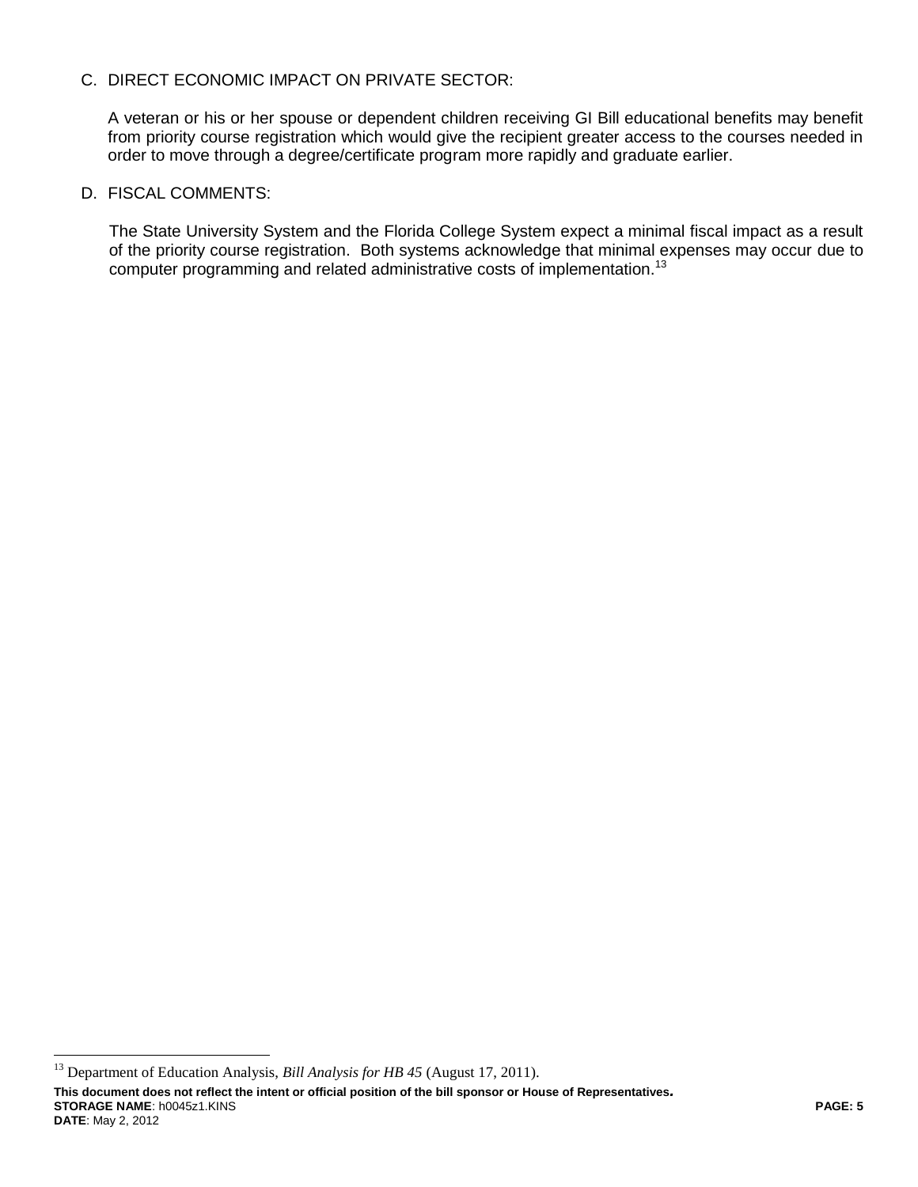C. DIRECT ECONOMIC IMPACT ON PRIVATE SECTOR:

A veteran or his or her spouse or dependent children receiving GI Bill educational benefits may benefit from priority course registration which would give the recipient greater access to the courses needed in order to move through a degree/certificate program more rapidly and graduate earlier.

D. FISCAL COMMENTS:

The State University System and the Florida College System expect a minimal fiscal impact as a result of the priority course registration. Both systems acknowledge that minimal expenses may occur due to computer programming and related administrative costs of implementation.[13]

[13] Department of Education Analysis, *Bill Analysis for HB 45* (August 17, 2011).